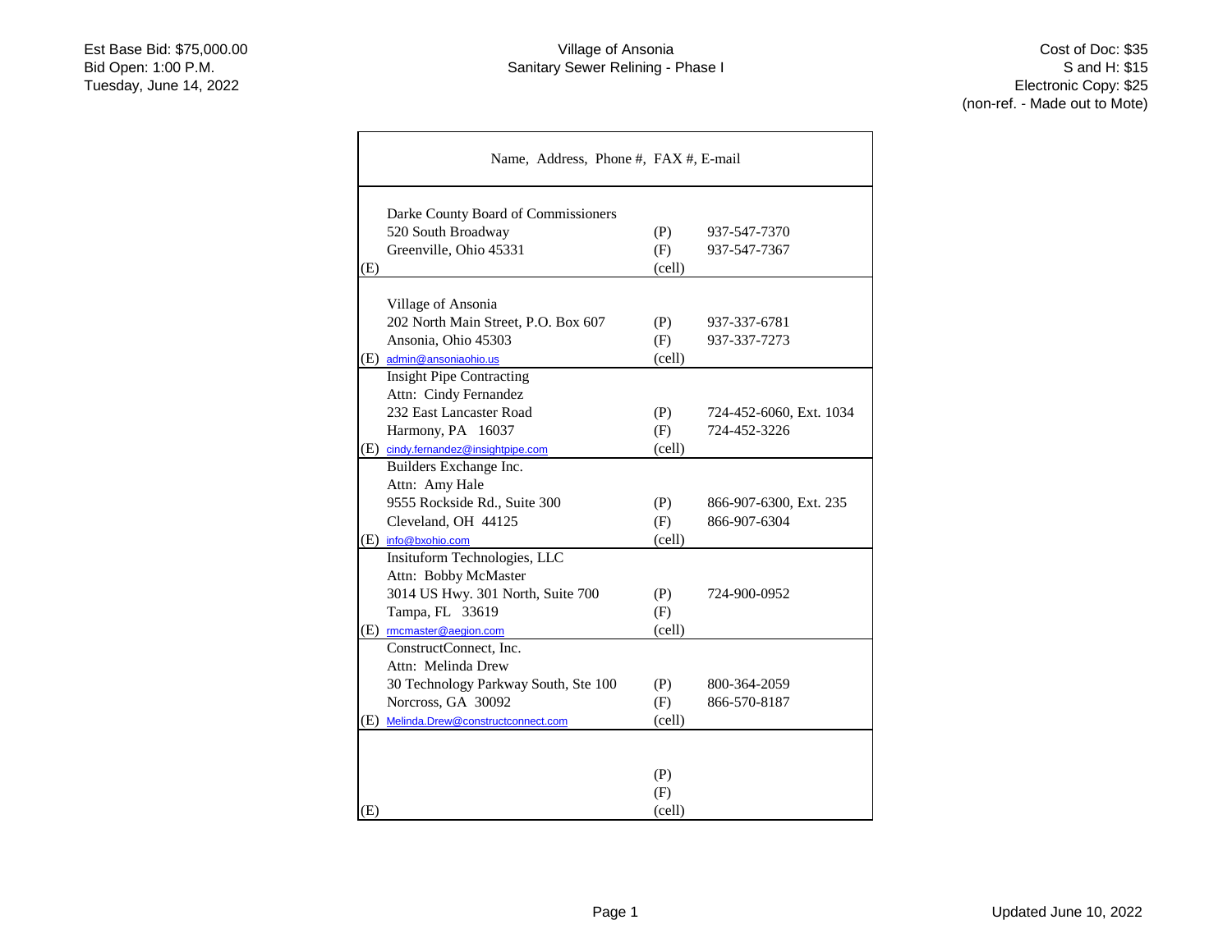Est Base Bid: $75,000.00
Bid Open: 1:00 P.M.
Tuesday, June 14, 2022

Village of Ansonia
Sanitary Sewer Relining - Phase I

Cost of Doc: $35
S and H: $15
Electronic Copy: $25
(non-ref. - Made out to Mote)

| Name, Address, Phone #, FAX #, E-mail | | |
|---|---|---|
| Darke County Board of Commissioners<br>520 South Broadway<br>Greenville, Ohio 45331<br>(E) | (P)<br>(F)<br>(cell) | 937-547-7370<br>937-547-7367 |
| Village of Ansonia<br>202 North Main Street, P.O. Box 607<br>Ansonia, Ohio 45303<br>(E) admin@ansoniaohio.us | (P)<br>(F)<br>(cell) | 937-337-6781<br>937-337-7273 |
| Insight Pipe Contracting<br>Attn: Cindy Fernandez<br>232 East Lancaster Road<br>Harmony, PA 16037<br>(E) cindy.fernandez@insightpipe.com | (P)<br>(F)<br>(cell) | 724-452-6060, Ext. 1034<br>724-452-3226 |
| Builders Exchange Inc.<br>Attn: Amy Hale<br>9555 Rockside Rd., Suite 300<br>Cleveland, OH 44125<br>(E) info@bxohio.com | (P)<br>(F)<br>(cell) | 866-907-6300, Ext. 235<br>866-907-6304 |
| Insituform Technologies, LLC<br>Attn: Bobby McMaster<br>3014 US Hwy. 301 North, Suite 700<br>Tampa, FL 33619<br>(E) rmcmaster@aegion.com | (P)<br>(F)<br>(cell) | 724-900-0952 |
| ConstructConnect, Inc.<br>Attn: Melinda Drew<br>30 Technology Parkway South, Ste 100<br>Norcross, GA 30092<br>(E) Melinda.Drew@constructconnect.com | (P)<br>(F)<br>(cell) | 800-364-2059<br>866-570-8187 |
| (E) | (P)<br>(F)<br>(cell) | |

Updated June 10, 2022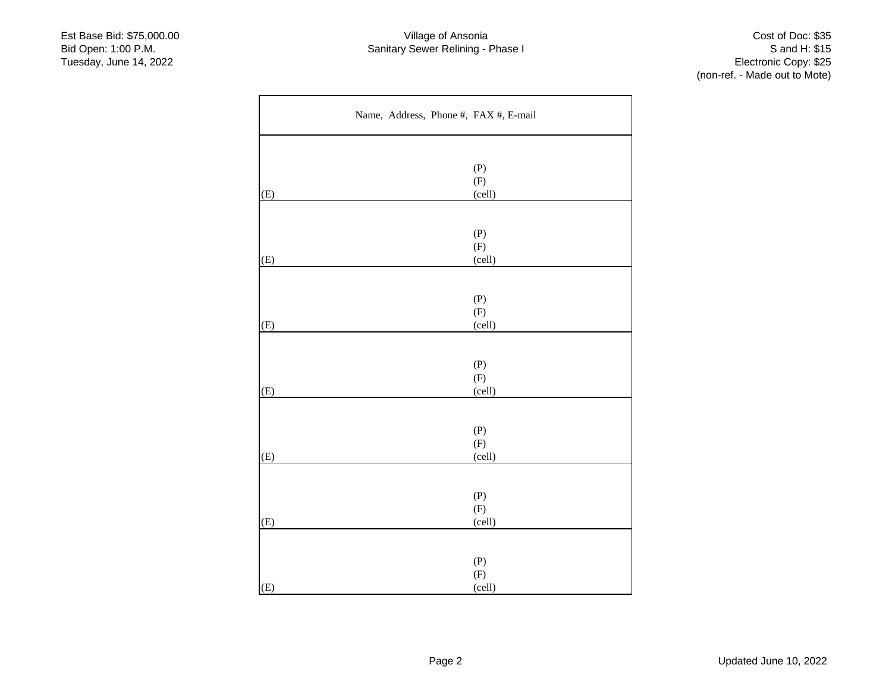| Name, Address, Phone #, FAX #, E-mail |
| --- |
| (P)<br>(F)<br>(E) (cell) |
| (P)<br>(F)<br>(E) (cell) |
| (P)<br>(F)<br>(E) (cell) |
| (P)<br>(F)<br>(E) (cell) |
| (P)<br>(F)<br>(E) (cell) |
| (P)<br>(F)<br>(E) (cell) |
| (P)<br>(F)<br>(E) (cell) |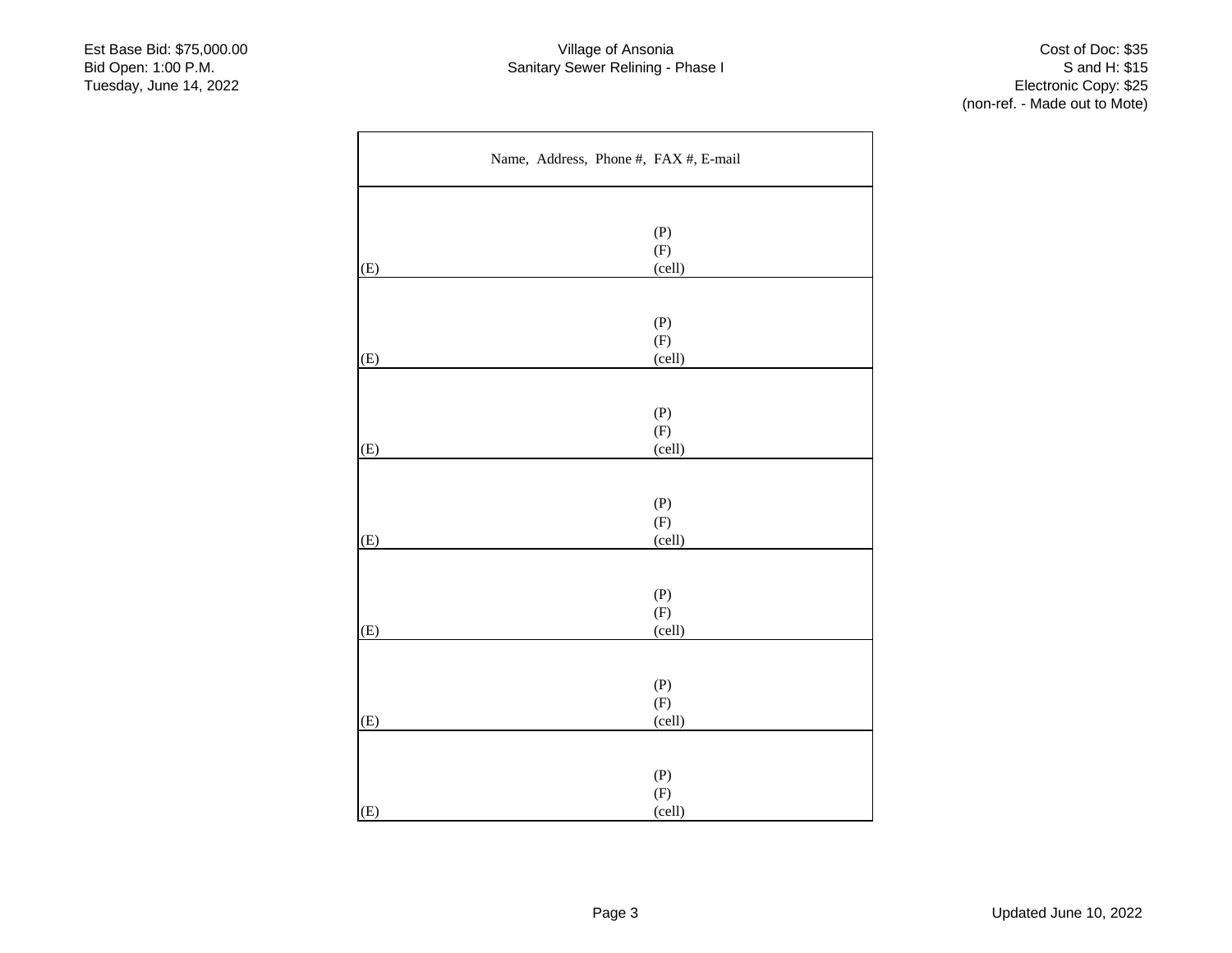| Name, Address, Phone #, FAX #, E-mail |
| --- |
| (P)<br>(F)<br>(E) (cell) |
| (P)<br>(F)<br>(E) (cell) |
| (P)<br>(F)<br>(E) (cell) |
| (P)<br>(F)<br>(E) (cell) |
| (P)<br>(F)<br>(E) (cell) |
| (P)<br>(F)<br>(E) (cell) |
| (P)<br>(F)<br>(E) (cell) |